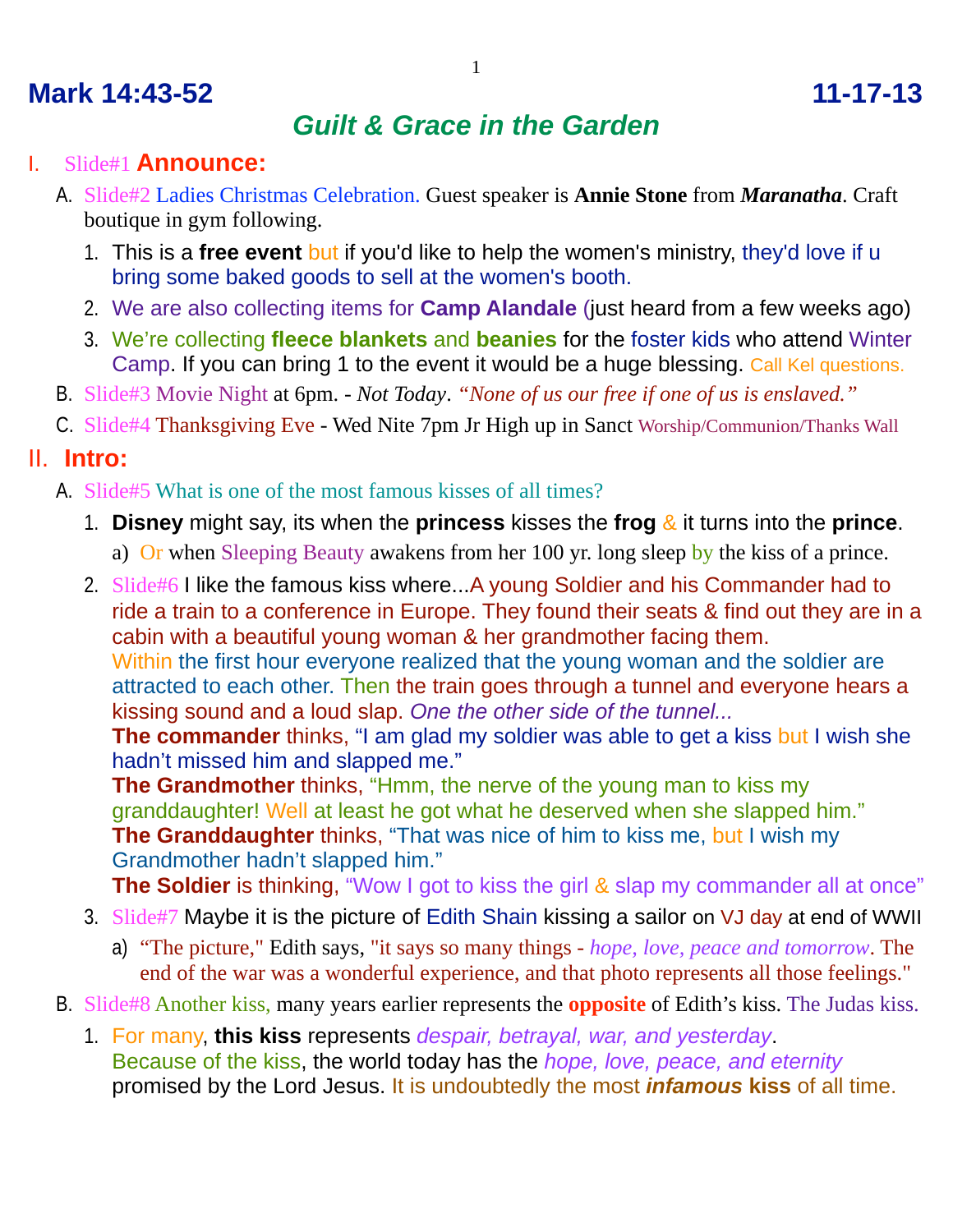# Mark 14:43-52 11-17-13

## *Guilt & Grace in the Garden*

## I. Slide#1 Announce:

A. Slide#2 Ladies Christmas Celebration. Guest speaker is **Annie Stone** from ***Maranatha***. Craft boutique in gym following.

1. This is a **free event** but if you'd like to help the women's ministry, they'd love if u bring some baked goods to sell at the women's booth.
2. We are also collecting items for **Camp Alandale** (just heard from a few weeks ago)
3. We're collecting **fleece blankets** and **beanies** for the foster kids who attend Winter Camp. If you can bring 1 to the event it would be a huge blessing. Call Kel questions.

B. Slide#3 Movie Night at 6pm. - *Not Today*. *"None of us our free if one of us is enslaved."*

C. Slide#4 Thanksgiving Eve - Wed Nite 7pm Jr High up in Sanct Worship/Communion/Thanks Wall

## II. Intro:

A. Slide#5 What is one of the most famous kisses of all times?

1. **Disney** might say, its when the **princess** kisses the **frog** & it turns into the **prince**.
   a) Or when Sleeping Beauty awakens from her 100 yr. long sleep by the kiss of a prince.
2. Slide#6 I like the famous kiss where...A young Soldier and his Commander had to ride a train to a conference in Europe. They found their seats & find out they are in a cabin with a beautiful young woman & her grandmother facing them.
   Within the first hour everyone realized that the young woman and the soldier are attracted to each other. Then the train goes through a tunnel and everyone hears a kissing sound and a loud slap. *One the other side of the tunnel...*
   **The commander** thinks, "I am glad my soldier was able to get a kiss but I wish she hadn't missed him and slapped me."
   **The Grandmother** thinks, "Hmm, the nerve of the young man to kiss my granddaughter! Well at least he got what he deserved when she slapped him."
   **The Granddaughter** thinks, "That was nice of him to kiss me, but I wish my Grandmother hadn't slapped him."
   **The Soldier** is thinking, "Wow I got to kiss the girl & slap my commander all at once"
3. Slide#7 Maybe it is the picture of Edith Shain kissing a sailor on VJ day at end of WWII
   a) "The picture," Edith says, "it says so many things - *hope, love, peace and tomorrow*. The end of the war was a wonderful experience, and that photo represents all those feelings."

B. Slide#8 Another kiss, many years earlier represents the **opposite** of Edith's kiss. The Judas kiss.

1. For many, **this kiss** represents *despair, betrayal, war, and yesterday*.
   Because of the kiss, the world today has the *hope, love, peace, and eternity* promised by the Lord Jesus. It is undoubtedly the most ***infamous* kiss** of all time.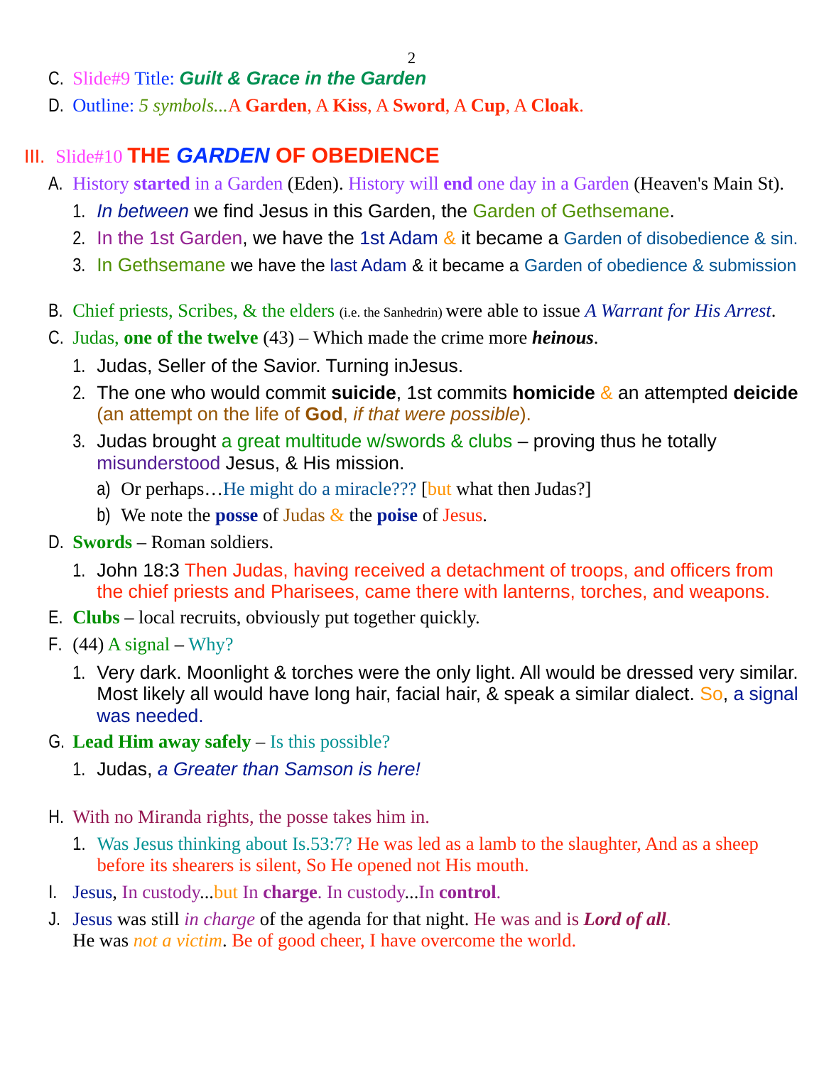C. Slide#9 Title: ***Guilt & Grace in the Garden***

D. Outline: *5 symbols...*A **Garden**, A **Kiss**, A **Sword**, A **Cup**, A **Cloak**.

## III. Slide#10 THE *GARDEN* OF OBEDIENCE

A. History **started** in a Garden (Eden). History will **end** one day in a Garden (Heaven's Main St).
   1. *In between* we find Jesus in this Garden, the Garden of Gethsemane.
   2. In the 1st Garden, we have the 1st Adam & it became a Garden of disobedience & sin.
   3. In Gethsemane we have the last Adam & it became a Garden of obedience & submission

B. Chief priests, Scribes, & the elders (i.e. the Sanhedrin) were able to issue *A Warrant for His Arrest*.

C. Judas, **one of the twelve** (43) – Which made the crime more ***heinous***.
   1. Judas, Seller of the Savior. Turning inJesus.
   2. The one who would commit **suicide**, 1st commits **homicide** & an attempted **deicide** (an attempt on the life of **God**, *if that were possible*).
   3. Judas brought a great multitude w/swords & clubs – proving thus he totally misunderstood Jesus, & His mission.
      a) Or perhaps…He might do a miracle??? [but what then Judas?]
      b) We note the **posse** of Judas & the **poise** of Jesus.

D. **Swords** – Roman soldiers.
   1. John 18:3 Then Judas, having received a detachment of troops, and officers from the chief priests and Pharisees, came there with lanterns, torches, and weapons.

E. **Clubs** – local recruits, obviously put together quickly.

F. (44) A signal – Why?
   1. Very dark. Moonlight & torches were the only light. All would be dressed very similar. Most likely all would have long hair, facial hair, & speak a similar dialect. So, a signal was needed.

G. **Lead Him away safely** – Is this possible?
   1. Judas, *a Greater than Samson is here!*

H. With no Miranda rights, the posse takes him in.
   1. Was Jesus thinking about Is.53:7? He was led as a lamb to the slaughter, And as a sheep before its shearers is silent, So He opened not His mouth.

I. Jesus, In custody...but In **charge**. In custody...In **control**.

J. Jesus was still *in charge* of the agenda for that night. He was and is ***Lord of all***. He was *not a victim*. Be of good cheer, I have overcome the world.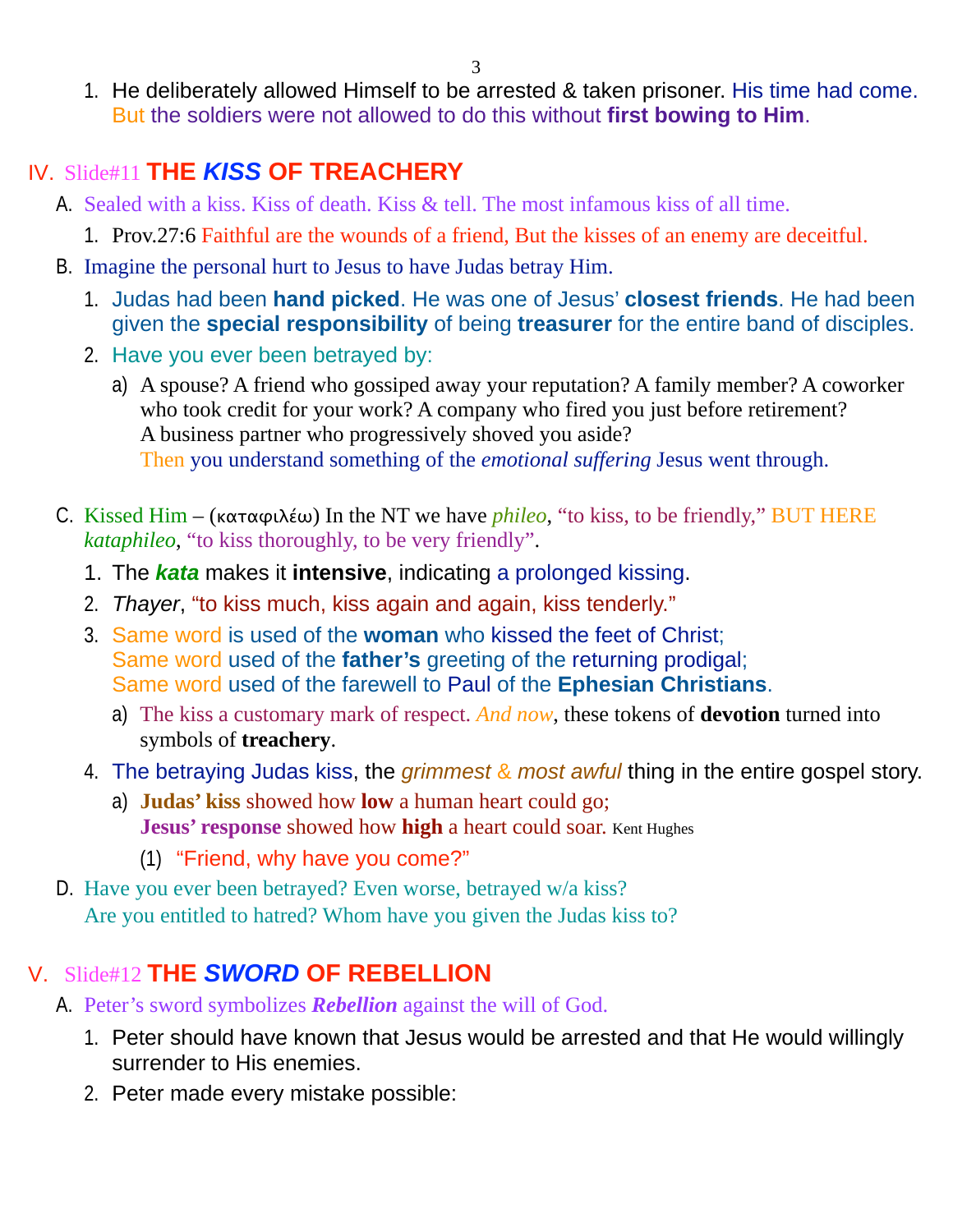1. He deliberately allowed Himself to be arrested & taken prisoner. His time had come. But the soldiers were not allowed to do this without **first bowing to Him**.

## IV. Slide#11 THE *KISS* OF TREACHERY

A. Sealed with a kiss. Kiss of death. Kiss & tell. The most infamous kiss of all time.
   1. Prov.27:6 Faithful are the wounds of a friend, But the kisses of an enemy are deceitful.

B. Imagine the personal hurt to Jesus to have Judas betray Him.
   1. Judas had been **hand picked**. He was one of Jesus' **closest friends**. He had been given the **special responsibility** of being **treasurer** for the entire band of disciples.
   2. Have you ever been betrayed by:
      a) A spouse? A friend who gossiped away your reputation? A family member? A coworker who took credit for your work? A company who fired you just before retirement? A business partner who progressively shoved you aside?
         Then you understand something of the *emotional suffering* Jesus went through.

C. Kissed Him – (καταφιλέω) In the NT we have *phileo*, "to kiss, to be friendly," BUT HERE *kataphileo*, "to kiss thoroughly, to be very friendly".
   1. The ***kata*** makes it **intensive**, indicating a prolonged kissing.
   2. *Thayer*, "to kiss much, kiss again and again, kiss tenderly."
   3. Same word is used of the **woman** who kissed the feet of Christ;
      Same word used of the **father's** greeting of the returning prodigal;
      Same word used of the farewell to Paul of the **Ephesian Christians**.
      a) The kiss a customary mark of respect. *And now*, these tokens of **devotion** turned into symbols of **treachery**.
   4. The betraying Judas kiss, the *grimmest & most awful* thing in the entire gospel story.
      a) **Judas' kiss** showed how **low** a human heart could go;
         **Jesus' response** showed how **high** a heart could soar. Kent Hughes
         (1) "Friend, why have you come?"

D. Have you ever been betrayed? Even worse, betrayed w/a kiss?
   Are you entitled to hatred? Whom have you given the Judas kiss to?

## V. Slide#12 THE *SWORD* OF REBELLION

A. Peter's sword symbolizes ***Rebellion*** against the will of God.
   1. Peter should have known that Jesus would be arrested and that He would willingly surrender to His enemies.
   2. Peter made every mistake possible: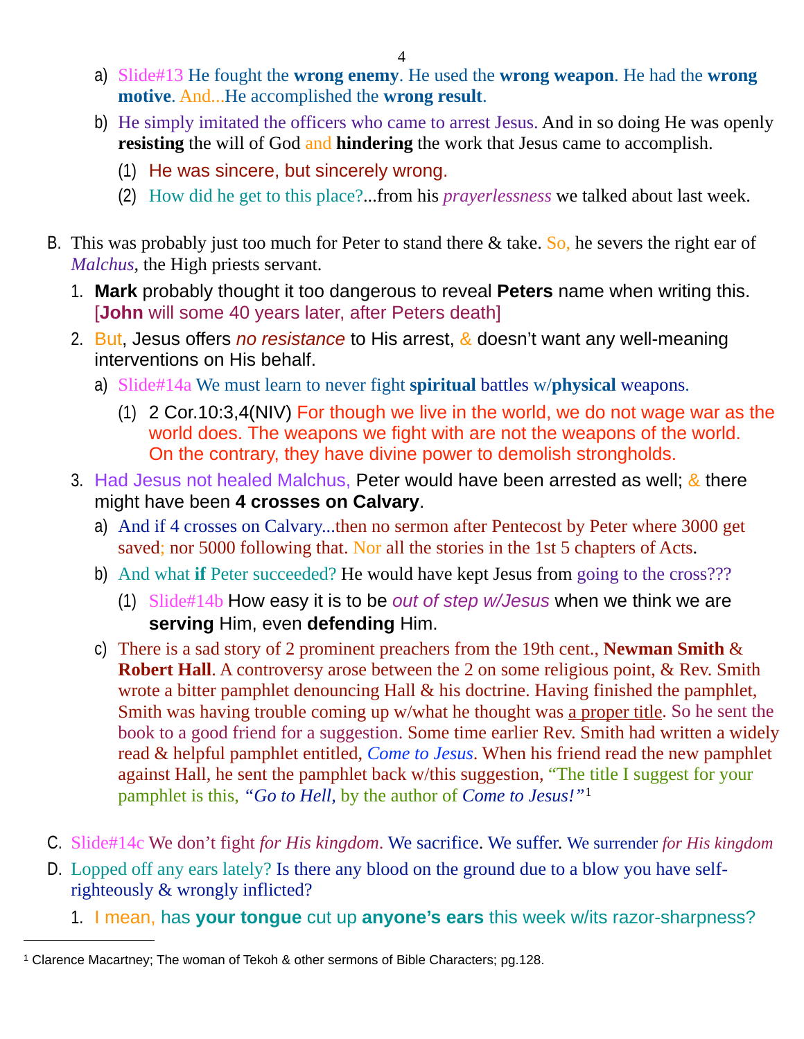a) Slide#13 He fought the **wrong enemy**. He used the **wrong weapon**. He had the **wrong motive**. And...He accomplished the **wrong result**.

b) He simply imitated the officers who came to arrest Jesus. And in so doing He was openly **resisting** the will of God and **hindering** the work that Jesus came to accomplish.

(1) He was sincere, but sincerely wrong.

(2) How did he get to this place?...from his *prayerlessness* we talked about last week.

B. This was probably just too much for Peter to stand there & take. So, he severs the right ear of *Malchus*, the High priests servant.

1. **Mark** probably thought it too dangerous to reveal **Peters** name when writing this. [**John** will some 40 years later, after Peters death]

2. But, Jesus offers *no resistance* to His arrest, & doesn't want any well-meaning interventions on His behalf.

a) Slide#14a We must learn to never fight **spiritual** battles w/**physical** weapons.

(1) 2 Cor.10:3,4(NIV) For though we live in the world, we do not wage war as the world does. The weapons we fight with are not the weapons of the world. On the contrary, they have divine power to demolish strongholds.

3. Had Jesus not healed Malchus, Peter would have been arrested as well; & there might have been **4 crosses on Calvary**.

a) And if 4 crosses on Calvary...then no sermon after Pentecost by Peter where 3000 get saved; nor 5000 following that. Nor all the stories in the 1st 5 chapters of Acts.

b) And what **if** Peter succeeded? He would have kept Jesus from going to the cross???

(1) Slide#14b How easy it is to be *out of step w/Jesus* when we think we are **serving** Him, even **defending** Him.

c) There is a sad story of 2 prominent preachers from the 19th cent., **Newman Smith** & **Robert Hall**. A controversy arose between the 2 on some religious point, & Rev. Smith wrote a bitter pamphlet denouncing Hall & his doctrine. Having finished the pamphlet, Smith was having trouble coming up w/what he thought was <u>a proper title</u>. So he sent the book to a good friend for a suggestion. Some time earlier Rev. Smith had written a widely read & helpful pamphlet entitled, *Come to Jesus*. When his friend read the new pamphlet against Hall, he sent the pamphlet back w/this suggestion, "The title I suggest for your pamphlet is this, *"Go to Hell,* by the author of *Come to Jesus!"*[1]

C. Slide#14c We don't fight *for His kingdom*. We sacrifice. We suffer. We surrender *for His kingdom*

D. Lopped off any ears lately? Is there any blood on the ground due to a blow you have self-righteously & wrongly inflicted?

1. I mean, has **your tongue** cut up **anyone's ears** this week w/its razor-sharpness?

---

[1] Clarence Macartney; The woman of Tekoh & other sermons of Bible Characters; pg.128.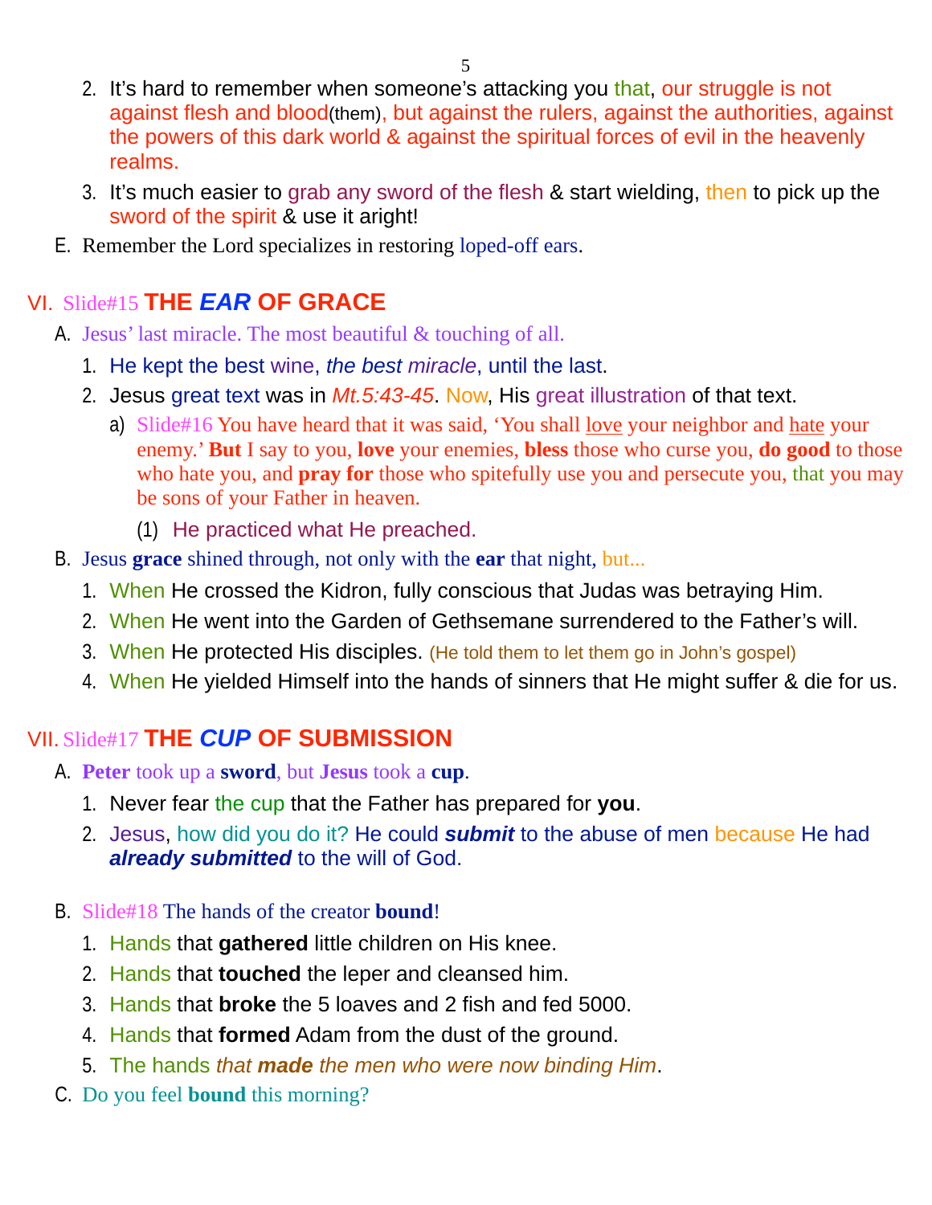2. It's hard to remember when someone's attacking you that, our struggle is not against flesh and blood(them), but against the rulers, against the authorities, against the powers of this dark world & against the spiritual forces of evil in the heavenly realms.
3. It's much easier to grab any sword of the flesh & start wielding, then to pick up the sword of the spirit & use it aright!

E. Remember the Lord specializes in restoring loped-off ears.

## VI. Slide#15 THE *EAR* OF GRACE

A. Jesus' last miracle. The most beautiful & touching of all.

1. He kept the best wine, *the best miracle*, until the last.
2. Jesus great text was in *Mt.5:43-45*. Now, His great illustration of that text.
   a) Slide#16 You have heard that it was said, 'You shall love your neighbor and hate your enemy.' **But** I say to you, **love** your enemies, **bless** those who curse you, **do good** to those who hate you, and **pray for** those who spitefully use you and persecute you, that you may be sons of your Father in heaven.
      (1) He practiced what He preached.

B. Jesus **grace** shined through, not only with the **ear** that night, but...

1. When He crossed the Kidron, fully conscious that Judas was betraying Him.
2. When He went into the Garden of Gethsemane surrendered to the Father's will.
3. When He protected His disciples. (He told them to let them go in John's gospel)
4. When He yielded Himself into the hands of sinners that He might suffer & die for us.

## VII. Slide#17 THE *CUP* OF SUBMISSION

A. **Peter** took up a **sword**, but **Jesus** took a **cup**.

1. Never fear the cup that the Father has prepared for **you**.
2. Jesus, how did you do it? He could ***submit*** to the abuse of men because He had ***already submitted*** to the will of God.

B. Slide#18 The hands of the creator **bound**!

1. Hands that **gathered** little children on His knee.
2. Hands that **touched** the leper and cleansed him.
3. Hands that **broke** the 5 loaves and 2 fish and fed 5000.
4. Hands that **formed** Adam from the dust of the ground.
5. The hands *that **made** the men who were now binding Him*.

C. Do you feel **bound** this morning?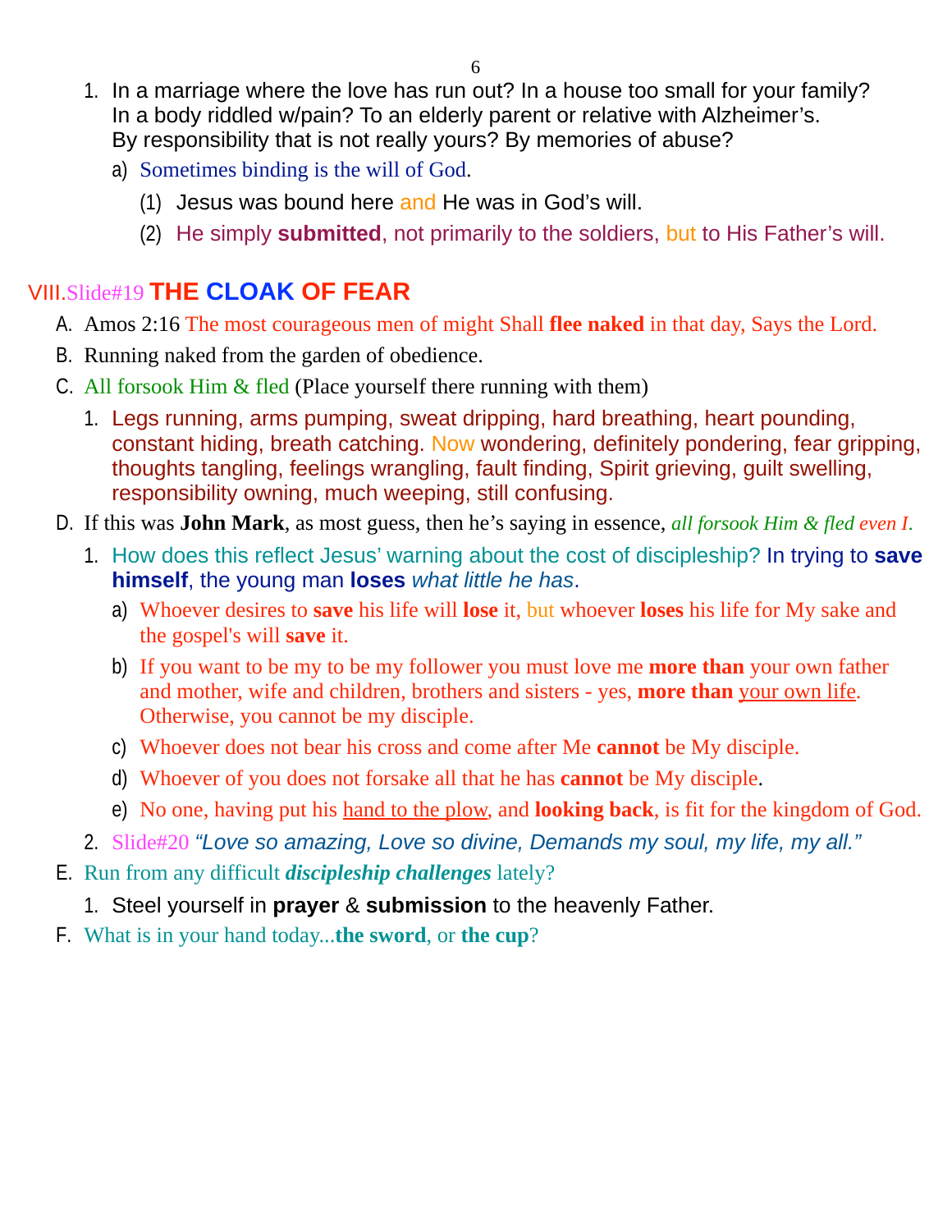1. In a marriage where the love has run out? In a house too small for your family? In a body riddled w/pain? To an elderly parent or relative with Alzheimer's. By responsibility that is not really yours? By memories of abuse?
   - a) Sometimes binding is the will of God.
     - (1) Jesus was bound here and He was in God's will.
     - (2) He simply **submitted**, not primarily to the soldiers, but to His Father's will.

## VIII. Slide#19 THE CLOAK OF FEAR

A. Amos 2:16 The most courageous men of might Shall **flee naked** in that day, Says the Lord.

B. Running naked from the garden of obedience.

C. All forsook Him & fled (Place yourself there running with them)

1. Legs running, arms pumping, sweat dripping, hard breathing, heart pounding, constant hiding, breath catching. Now wondering, definitely pondering, fear gripping, thoughts tangling, feelings wrangling, fault finding, Spirit grieving, guilt swelling, responsibility owning, much weeping, still confusing.

D. If this was **John Mark**, as most guess, then he's saying in essence, *all forsook Him & fled even I.*

1. How does this reflect Jesus' warning about the cost of discipleship? In trying to **save himself**, the young man **loses** *what little he has*.
   - a) Whoever desires to **save** his life will **lose** it, but whoever **loses** his life for My sake and the gospel's will **save** it.
   - b) If you want to be my to be my follower you must love me **more than** your own father and mother, wife and children, brothers and sisters - yes, **more than** <u>your own life</u>. Otherwise, you cannot be my disciple.
   - c) Whoever does not bear his cross and come after Me **cannot** be My disciple.
   - d) Whoever of you does not forsake all that he has **cannot** be My disciple.
   - e) No one, having put his <u>hand to the plow</u>, and **looking back**, is fit for the kingdom of God.
2. Slide#20 *"Love so amazing, Love so divine, Demands my soul, my life, my all."*

E. Run from any difficult ***discipleship challenges*** lately?

1. Steel yourself in **prayer** & **submission** to the heavenly Father.

F. What is in your hand today...**the sword**, or **the cup**?